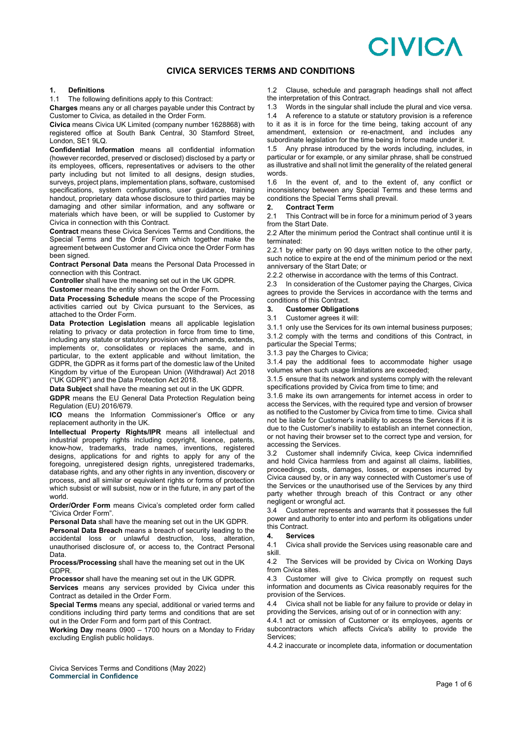# CIVICA SERVICES TERMS AND CONDITIONS

## 1. Definitions

1.1 The following definitions apply to this Contract:

**Charges** means any or all charges payable under this Contract by Customer to Civica, as detailed in the Order Form.

**Civica** means Civica UK Limited (company number 1628868) with registered office at South Bank Central, 30 Stamford Street, London, SE1 9LQ.

**Confidential Information** means all confidential information (however recorded, preserved or disclosed) disclosed by a party or its employees, officers, representatives or advisers to the other party including but not limited to all designs, design studies, surveys, project plans, implementation plans, software, customised specifications, system configurations, user guidance, training handout, proprietary data whose disclosure to third parties may be damaging and other similar information, and any software or materials which have been, or will be supplied to Customer by Civica in connection with this Contract.

**Contract** means these Civica Services Terms and Conditions, the Special Terms and the Order Form which together make the agreement between Customer and Civica once the Order Form has been signed.

**Contract Personal Data** means the Personal Data Processed in connection with this Contract.

**Controller** shall have the meaning set out in the UK GDPR.

**Customer** means the entity shown on the Order Form.

**Data Processing Schedule** means the scope of the Processing activities carried out by Civica pursuant to the Services, as attached to the Order Form.

**Data Protection Legislation** means all applicable legislation relating to privacy or data protection in force from time to time, including any statute or statutory provision which amends, extends, implements or, consolidates or replaces the same, and in particular, to the extent applicable and without limitation, the GDPR, the GDPR as it forms part of the domestic law of the United Kingdom by virtue of the European Union (Withdrawal) Act 2018 ("UK GDPR") and the Data Protection Act 2018.

**Data Subject** shall have the meaning set out in the UK GDPR.

**GDPR** means the EU General Data Protection Regulation being Regulation (EU) 2016/679.

**ICO** means the Information Commissioner's Office or any replacement authority in the UK.

**Intellectual Property Rights/IPR** means all intellectual and industrial property rights including copyright, licence, patents, know-how, trademarks, trade names, inventions, registered designs, applications for and rights to apply for any of the foregoing, unregistered design rights, unregistered trademarks, database rights, and any other rights in any invention, discovery or process, and all similar or equivalent rights or forms of protection which subsist or will subsist, now or in the future, in any part of the world.

**Order/Order Form** means Civica's completed order form called "Civica Order Form".

**Personal Data** shall have the meaning set out in the UK GDPR.

**Personal Data Breach** means a breach of security leading to the accidental loss or unlawful destruction, loss, alteration, unauthorised disclosure of, or access to, the Contract Personal Data.

**Process/Processing** shall have the meaning set out in the UK GDPR.

**Processor** shall have the meaning set out in the UK GDPR.

**Services** means any services provided by Civica under this Contract as detailed in the Order Form.

**Special Terms** means any special, additional or varied terms and conditions including third party terms and conditions that are set out in the Order Form and form part of this Contract.

**Working Day** means 0900 – 1700 hours on a Monday to Friday excluding English public holidays.

1.2 Clause, schedule and paragraph headings shall not affect the interpretation of this Contract.

1.3 Words in the singular shall include the plural and vice versa.

1.4 A reference to a statute or statutory provision is a reference to it as it is in force for the time being, taking account of any amendment, extension or re-enactment, and includes any subordinate legislation for the time being in force made under it.

1.5 Any phrase introduced by the words including, includes, in particular or for example, or any similar phrase, shall be construed as illustrative and shall not limit the generality of the related general words.

1.6 In the event of, and to the extent of, any conflict or inconsistency between any Special Terms and these terms and conditions the Special Terms shall prevail.

## 2. Contract Term

2.1 This Contract will be in force for a minimum period of 3 years from the Start Date.

2.2 After the minimum period the Contract shall continue until it is terminated:

2.2.1 by either party on 90 days written notice to the other party, such notice to expire at the end of the minimum period or the next anniversary of the Start Date; or

2.2.2 otherwise in accordance with the terms of this Contract.

2.3 In consideration of the Customer paying the Charges, Civica agrees to provide the Services in accordance with the terms and conditions of this Contract.

## 3. Customer Obligations

3.1 Customer agrees it will:

3.1.1 only use the Services for its own internal business purposes;

3.1.2 comply with the terms and conditions of this Contract, in particular the Special Terms;

3.1.3 pay the Charges to Civica;

3.1.4 pay the additional fees to accommodate higher usage volumes when such usage limitations are exceeded;

3.1.5 ensure that its network and systems comply with the relevant specifications provided by Civica from time to time; and

3.1.6 make its own arrangements for internet access in order to access the Services, with the required type and version of browser as notified to the Customer by Civica from time to time. Civica shall not be liable for Customer's inability to access the Services if it is due to the Customer's inability to establish an internet connection, or not having their browser set to the correct type and version, for accessing the Services.

3.2 Customer shall indemnify Civica, keep Civica indemnified and hold Civica harmless from and against all claims, liabilities, proceedings, costs, damages, losses, or expenses incurred by Civica caused by, or in any way connected with Customer's use of the Services or the unauthorised use of the Services by any third party whether through breach of this Contract or any other negligent or wrongful act.

3.4 Customer represents and warrants that it possesses the full power and authority to enter into and perform its obligations under this Contract.

## 4. Services

4.1 Civica shall provide the Services using reasonable care and skill.

4.2 The Services will be provided by Civica on Working Days from Civica sites.

4.3 Customer will give to Civica promptly on request such information and documents as Civica reasonably requires for the provision of the Services.

4.4 Civica shall not be liable for any failure to provide or delay in providing the Services, arising out of or in connection with any:

4.4.1 act or omission of Customer or its employees, agents or subcontractors which affects Civica's ability to provide the Services;

4.4.2 inaccurate or incomplete data, information or documentation

Civica Services Terms and Conditions (May 2022)
**Commercial in Confidence**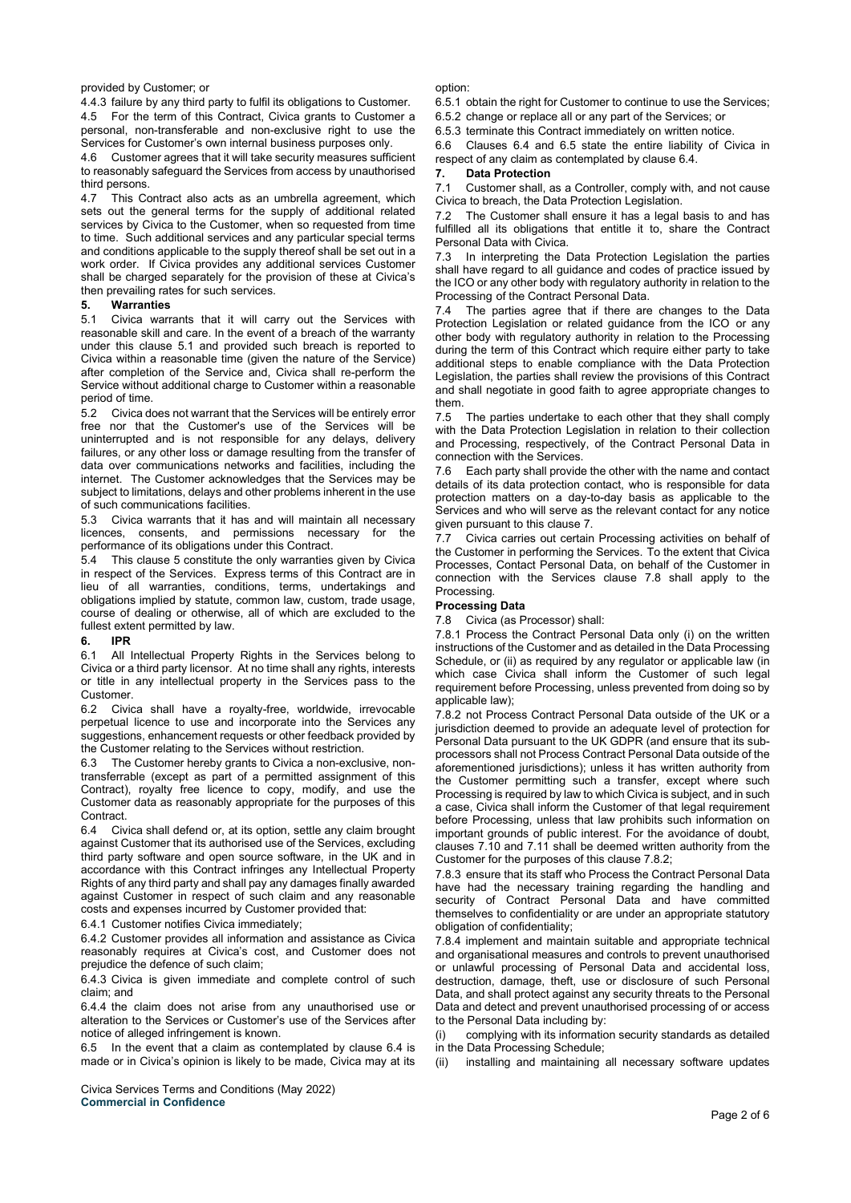provided by Customer; or

4.4.3 failure by any third party to fulfil its obligations to Customer.

4.5 For the term of this Contract, Civica grants to Customer a personal, non-transferable and non-exclusive right to use the Services for Customer's own internal business purposes only.

4.6 Customer agrees that it will take security measures sufficient to reasonably safeguard the Services from access by unauthorised third persons.

4.7 This Contract also acts as an umbrella agreement, which sets out the general terms for the supply of additional related services by Civica to the Customer, when so requested from time to time. Such additional services and any particular special terms and conditions applicable to the supply thereof shall be set out in a work order. If Civica provides any additional services Customer shall be charged separately for the provision of these at Civica's then prevailing rates for such services.

## 5. Warranties

5.1 Civica warrants that it will carry out the Services with reasonable skill and care. In the event of a breach of the warranty under this clause 5.1 and provided such breach is reported to Civica within a reasonable time (given the nature of the Service) after completion of the Service and, Civica shall re-perform the Service without additional charge to Customer within a reasonable period of time.

5.2 Civica does not warrant that the Services will be entirely error free nor that the Customer's use of the Services will be uninterrupted and is not responsible for any delays, delivery failures, or any other loss or damage resulting from the transfer of data over communications networks and facilities, including the internet. The Customer acknowledges that the Services may be subject to limitations, delays and other problems inherent in the use of such communications facilities.

5.3 Civica warrants that it has and will maintain all necessary licences, consents, and permissions necessary for the performance of its obligations under this Contract.

5.4 This clause 5 constitute the only warranties given by Civica in respect of the Services. Express terms of this Contract are in lieu of all warranties, conditions, terms, undertakings and obligations implied by statute, common law, custom, trade usage, course of dealing or otherwise, all of which are excluded to the fullest extent permitted by law.

## 6. IPR

6.1 All Intellectual Property Rights in the Services belong to Civica or a third party licensor. At no time shall any rights, interests or title in any intellectual property in the Services pass to the Customer.

6.2 Civica shall have a royalty-free, worldwide, irrevocable perpetual licence to use and incorporate into the Services any suggestions, enhancement requests or other feedback provided by the Customer relating to the Services without restriction.

6.3 The Customer hereby grants to Civica a non-exclusive, non-transferrable (except as part of a permitted assignment of this Contract), royalty free licence to copy, modify, and use the Customer data as reasonably appropriate for the purposes of this Contract.

6.4 Civica shall defend or, at its option, settle any claim brought against Customer that its authorised use of the Services, excluding third party software and open source software, in the UK and in accordance with this Contract infringes any Intellectual Property Rights of any third party and shall pay any damages finally awarded against Customer in respect of such claim and any reasonable costs and expenses incurred by Customer provided that:

6.4.1 Customer notifies Civica immediately;

6.4.2 Customer provides all information and assistance as Civica reasonably requires at Civica's cost, and Customer does not prejudice the defence of such claim;

6.4.3 Civica is given immediate and complete control of such claim; and

6.4.4 the claim does not arise from any unauthorised use or alteration to the Services or Customer's use of the Services after notice of alleged infringement is known.

6.5 In the event that a claim as contemplated by clause 6.4 is made or in Civica's opinion is likely to be made, Civica may at its option:

6.5.1 obtain the right for Customer to continue to use the Services;

6.5.2 change or replace all or any part of the Services; or

6.5.3 terminate this Contract immediately on written notice.

6.6 Clauses 6.4 and 6.5 state the entire liability of Civica in respect of any claim as contemplated by clause 6.4.

## 7. Data Protection

7.1 Customer shall, as a Controller, comply with, and not cause Civica to breach, the Data Protection Legislation.

7.2 The Customer shall ensure it has a legal basis to and has fulfilled all its obligations that entitle it to, share the Contract Personal Data with Civica.

7.3 In interpreting the Data Protection Legislation the parties shall have regard to all guidance and codes of practice issued by the ICO or any other body with regulatory authority in relation to the Processing of the Contract Personal Data.

7.4 The parties agree that if there are changes to the Data Protection Legislation or related guidance from the ICO or any other body with regulatory authority in relation to the Processing during the term of this Contract which require either party to take additional steps to enable compliance with the Data Protection Legislation, the parties shall review the provisions of this Contract and shall negotiate in good faith to agree appropriate changes to them.

7.5 The parties undertake to each other that they shall comply with the Data Protection Legislation in relation to their collection and Processing, respectively, of the Contract Personal Data in connection with the Services.

7.6 Each party shall provide the other with the name and contact details of its data protection contact, who is responsible for data protection matters on a day-to-day basis as applicable to the Services and who will serve as the relevant contact for any notice given pursuant to this clause 7.

7.7 Civica carries out certain Processing activities on behalf of the Customer in performing the Services. To the extent that Civica Processes, Contact Personal Data, on behalf of the Customer in connection with the Services clause 7.8 shall apply to the Processing.

### Processing Data

7.8 Civica (as Processor) shall:

7.8.1 Process the Contract Personal Data only (i) on the written instructions of the Customer and as detailed in the Data Processing Schedule, or (ii) as required by any regulator or applicable law (in which case Civica shall inform the Customer of such legal requirement before Processing, unless prevented from doing so by applicable law);

7.8.2 not Process Contract Personal Data outside of the UK or a jurisdiction deemed to provide an adequate level of protection for Personal Data pursuant to the UK GDPR (and ensure that its sub-processors shall not Process Contract Personal Data outside of the aforementioned jurisdictions); unless it has written authority from the Customer permitting such a transfer, except where such Processing is required by law to which Civica is subject, and in such a case, Civica shall inform the Customer of that legal requirement before Processing, unless that law prohibits such information on important grounds of public interest. For the avoidance of doubt, clauses 7.10 and 7.11 shall be deemed written authority from the Customer for the purposes of this clause 7.8.2;

7.8.3 ensure that its staff who Process the Contract Personal Data have had the necessary training regarding the handling and security of Contract Personal Data and have committed themselves to confidentiality or are under an appropriate statutory obligation of confidentiality;

7.8.4 implement and maintain suitable and appropriate technical and organisational measures and controls to prevent unauthorised or unlawful processing of Personal Data and accidental loss, destruction, damage, theft, use or disclosure of such Personal Data, and shall protect against any security threats to the Personal Data and detect and prevent unauthorised processing of or access to the Personal Data including by:

(i) complying with its information security standards as detailed in the Data Processing Schedule;

(ii) installing and maintaining all necessary software updates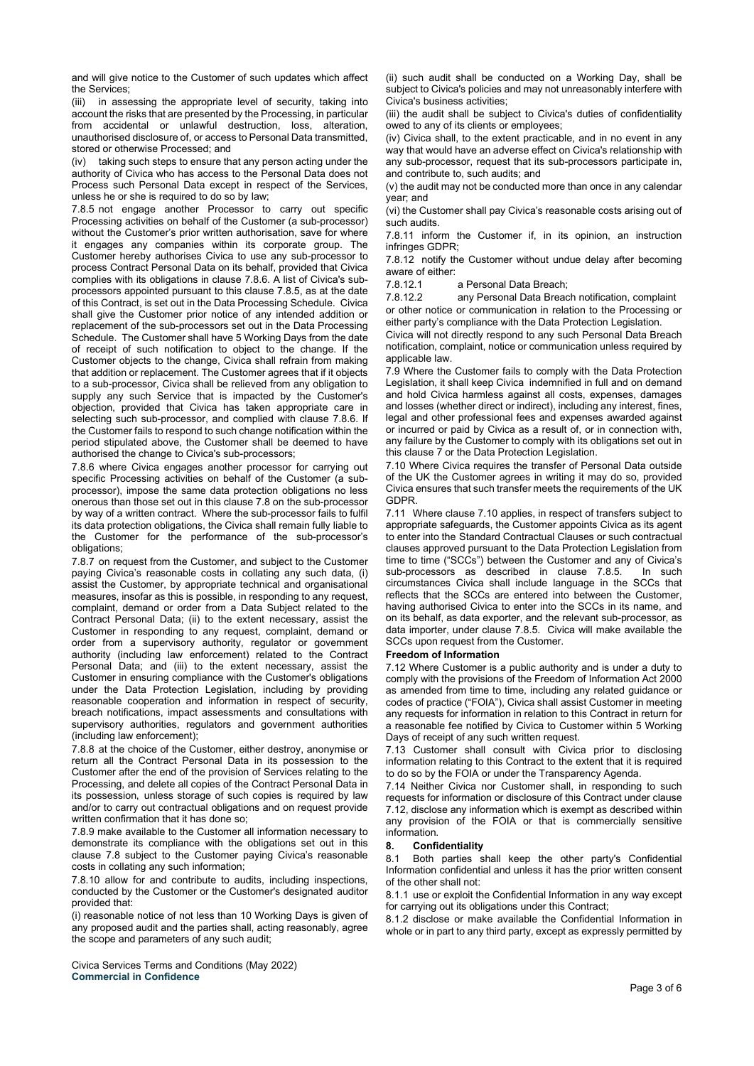and will give notice to the Customer of such updates which affect the Services;

(iii) in assessing the appropriate level of security, taking into account the risks that are presented by the Processing, in particular from accidental or unlawful destruction, loss, alteration, unauthorised disclosure of, or access to Personal Data transmitted, stored or otherwise Processed; and

(iv) taking such steps to ensure that any person acting under the authority of Civica who has access to the Personal Data does not Process such Personal Data except in respect of the Services, unless he or she is required to do so by law;

7.8.5 not engage another Processor to carry out specific Processing activities on behalf of the Customer (a sub-processor) without the Customer's prior written authorisation, save for where it engages any companies within its corporate group. The Customer hereby authorises Civica to use any sub-processor to process Contract Personal Data on its behalf, provided that Civica complies with its obligations in clause 7.8.6. A list of Civica's sub-processors appointed pursuant to this clause 7.8.5, as at the date of this Contract, is set out in the Data Processing Schedule. Civica shall give the Customer prior notice of any intended addition or replacement of the sub-processors set out in the Data Processing Schedule. The Customer shall have 5 Working Days from the date of receipt of such notification to object to the change. If the Customer objects to the change, Civica shall refrain from making that addition or replacement. The Customer agrees that if it objects to a sub-processor, Civica shall be relieved from any obligation to supply any such Service that is impacted by the Customer's objection, provided that Civica has taken appropriate care in selecting such sub-processor, and complied with clause 7.8.6. If the Customer fails to respond to such change notification within the period stipulated above, the Customer shall be deemed to have authorised the change to Civica's sub-processors;

7.8.6 where Civica engages another processor for carrying out specific Processing activities on behalf of the Customer (a sub-processor), impose the same data protection obligations no less onerous than those set out in this clause 7.8 on the sub-processor by way of a written contract. Where the sub-processor fails to fulfil its data protection obligations, the Civica shall remain fully liable to the Customer for the performance of the sub-processor's obligations;

7.8.7 on request from the Customer, and subject to the Customer paying Civica's reasonable costs in collating any such data, (i) assist the Customer, by appropriate technical and organisational measures, insofar as this is possible, in responding to any request, complaint, demand or order from a Data Subject related to the Contract Personal Data; (ii) to the extent necessary, assist the Customer in responding to any request, complaint, demand or order from a supervisory authority, regulator or government authority (including law enforcement) related to the Contract Personal Data; and (iii) to the extent necessary, assist the Customer in ensuring compliance with the Customer's obligations under the Data Protection Legislation, including by providing reasonable cooperation and information in respect of security, breach notifications, impact assessments and consultations with supervisory authorities, regulators and government authorities (including law enforcement);

7.8.8 at the choice of the Customer, either destroy, anonymise or return all the Contract Personal Data in its possession to the Customer after the end of the provision of Services relating to the Processing, and delete all copies of the Contract Personal Data in its possession, unless storage of such copies is required by law and/or to carry out contractual obligations and on request provide written confirmation that it has done so;

7.8.9 make available to the Customer all information necessary to demonstrate its compliance with the obligations set out in this clause 7.8 subject to the Customer paying Civica's reasonable costs in collating any such information;

7.8.10 allow for and contribute to audits, including inspections, conducted by the Customer or the Customer's designated auditor provided that:

(i) reasonable notice of not less than 10 Working Days is given of any proposed audit and the parties shall, acting reasonably, agree the scope and parameters of any such audit;

(ii) such audit shall be conducted on a Working Day, shall be subject to Civica's policies and may not unreasonably interfere with Civica's business activities;

(iii) the audit shall be subject to Civica's duties of confidentiality owed to any of its clients or employees;

(iv) Civica shall, to the extent practicable, and in no event in any way that would have an adverse effect on Civica's relationship with any sub-processor, request that its sub-processors participate in, and contribute to, such audits; and

(v) the audit may not be conducted more than once in any calendar year; and

(vi) the Customer shall pay Civica's reasonable costs arising out of such audits.

7.8.11 inform the Customer if, in its opinion, an instruction infringes GDPR;

7.8.12 notify the Customer without undue delay after becoming aware of either:

7.8.12.1 a Personal Data Breach;

7.8.12.2 any Personal Data Breach notification, complaint or other notice or communication in relation to the Processing or either party's compliance with the Data Protection Legislation.

Civica will not directly respond to any such Personal Data Breach notification, complaint, notice or communication unless required by applicable law.

7.9 Where the Customer fails to comply with the Data Protection Legislation, it shall keep Civica indemnified in full and on demand and hold Civica harmless against all costs, expenses, damages and losses (whether direct or indirect), including any interest, fines, legal and other professional fees and expenses awarded against or incurred or paid by Civica as a result of, or in connection with, any failure by the Customer to comply with its obligations set out in this clause 7 or the Data Protection Legislation.

7.10 Where Civica requires the transfer of Personal Data outside of the UK the Customer agrees in writing it may do so, provided Civica ensures that such transfer meets the requirements of the UK GDPR.

7.11 Where clause 7.10 applies, in respect of transfers subject to appropriate safeguards, the Customer appoints Civica as its agent to enter into the Standard Contractual Clauses or such contractual clauses approved pursuant to the Data Protection Legislation from time to time ("SCCs") between the Customer and any of Civica's sub-processors as described in clause 7.8.5. In such circumstances Civica shall include language in the SCCs that reflects that the SCCs are entered into between the Customer, having authorised Civica to enter into the SCCs in its name, and on its behalf, as data exporter, and the relevant sub-processor, as data importer, under clause 7.8.5. Civica will make available the SCCs upon request from the Customer.

**Freedom of Information**

7.12 Where Customer is a public authority and is under a duty to comply with the provisions of the Freedom of Information Act 2000 as amended from time to time, including any related guidance or codes of practice ("FOIA"), Civica shall assist Customer in meeting any requests for information in relation to this Contract in return for a reasonable fee notified by Civica to Customer within 5 Working Days of receipt of any such written request.

7.13 Customer shall consult with Civica prior to disclosing information relating to this Contract to the extent that it is required to do so by the FOIA or under the Transparency Agenda.

7.14 Neither Civica nor Customer shall, in responding to such requests for information or disclosure of this Contract under clause 7.12, disclose any information which is exempt as described within any provision of the FOIA or that is commercially sensitive information.

## 8. Confidentiality

8.1 Both parties shall keep the other party's Confidential Information confidential and unless it has the prior written consent of the other shall not:

8.1.1 use or exploit the Confidential Information in any way except for carrying out its obligations under this Contract;

8.1.2 disclose or make available the Confidential Information in whole or in part to any third party, except as expressly permitted by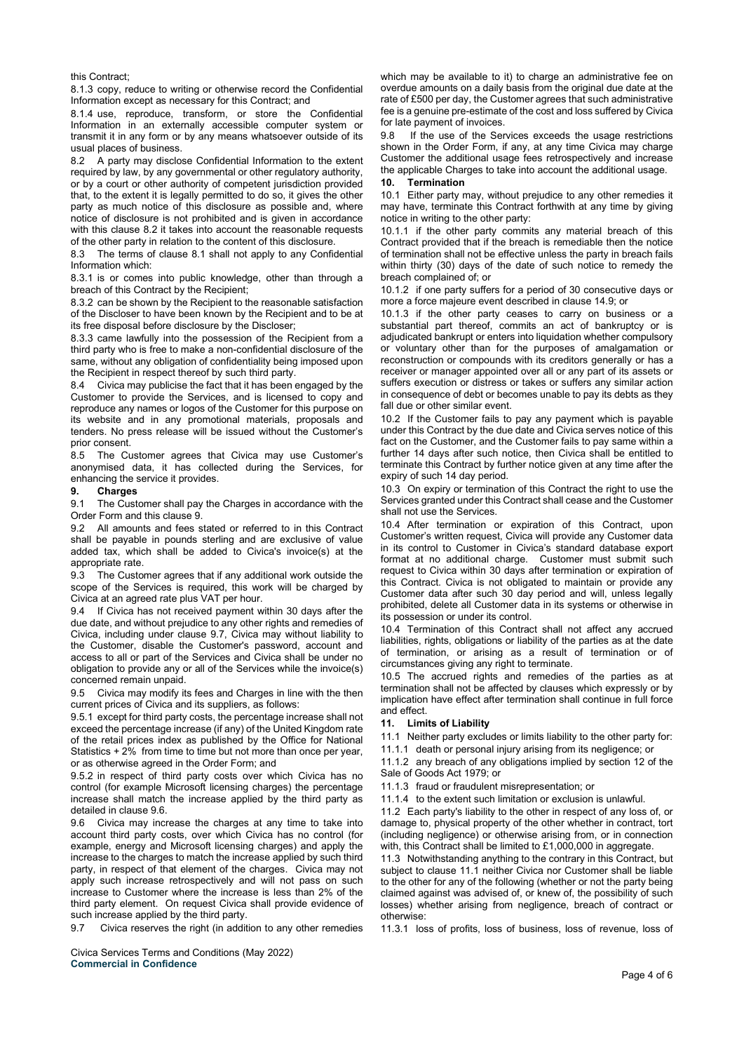this Contract;

8.1.3 copy, reduce to writing or otherwise record the Confidential Information except as necessary for this Contract; and

8.1.4 use, reproduce, transform, or store the Confidential Information in an externally accessible computer system or transmit it in any form or by any means whatsoever outside of its usual places of business.

8.2 A party may disclose Confidential Information to the extent required by law, by any governmental or other regulatory authority, or by a court or other authority of competent jurisdiction provided that, to the extent it is legally permitted to do so, it gives the other party as much notice of this disclosure as possible and, where notice of disclosure is not prohibited and is given in accordance with this clause 8.2 it takes into account the reasonable requests of the other party in relation to the content of this disclosure.

8.3 The terms of clause 8.1 shall not apply to any Confidential Information which:

8.3.1 is or comes into public knowledge, other than through a breach of this Contract by the Recipient;

8.3.2 can be shown by the Recipient to the reasonable satisfaction of the Discloser to have been known by the Recipient and to be at its free disposal before disclosure by the Discloser;

8.3.3 came lawfully into the possession of the Recipient from a third party who is free to make a non-confidential disclosure of the same, without any obligation of confidentiality being imposed upon the Recipient in respect thereof by such third party.

8.4 Civica may publicise the fact that it has been engaged by the Customer to provide the Services, and is licensed to copy and reproduce any names or logos of the Customer for this purpose on its website and in any promotional materials, proposals and tenders. No press release will be issued without the Customer's prior consent.

8.5 The Customer agrees that Civica may use Customer's anonymised data, it has collected during the Services, for enhancing the service it provides.

## 9. Charges

9.1 The Customer shall pay the Charges in accordance with the Order Form and this clause 9.

9.2 All amounts and fees stated or referred to in this Contract shall be payable in pounds sterling and are exclusive of value added tax, which shall be added to Civica's invoice(s) at the appropriate rate.

9.3 The Customer agrees that if any additional work outside the scope of the Services is required, this work will be charged by Civica at an agreed rate plus VAT per hour.

9.4 If Civica has not received payment within 30 days after the due date, and without prejudice to any other rights and remedies of Civica, including under clause 9.7, Civica may without liability to the Customer, disable the Customer's password, account and access to all or part of the Services and Civica shall be under no obligation to provide any or all of the Services while the invoice(s) concerned remain unpaid.

9.5 Civica may modify its fees and Charges in line with the then current prices of Civica and its suppliers, as follows:

9.5.1 except for third party costs, the percentage increase shall not exceed the percentage increase (if any) of the United Kingdom rate of the retail prices index as published by the Office for National Statistics + 2% from time to time but not more than once per year, or as otherwise agreed in the Order Form; and

9.5.2 in respect of third party costs over which Civica has no control (for example Microsoft licensing charges) the percentage increase shall match the increase applied by the third party as detailed in clause 9.6.

9.6 Civica may increase the charges at any time to take into account third party costs, over which Civica has no control (for example, energy and Microsoft licensing charges) and apply the increase to the charges to match the increase applied by such third party, in respect of that element of the charges. Civica may not apply such increase retrospectively and will not pass on such increase to Customer where the increase is less than 2% of the third party element. On request Civica shall provide evidence of such increase applied by the third party.

9.7 Civica reserves the right (in addition to any other remedies which may be available to it) to charge an administrative fee on overdue amounts on a daily basis from the original due date at the rate of £500 per day, the Customer agrees that such administrative fee is a genuine pre-estimate of the cost and loss suffered by Civica for late payment of invoices.

9.8 If the use of the Services exceeds the usage restrictions shown in the Order Form, if any, at any time Civica may charge Customer the additional usage fees retrospectively and increase the applicable Charges to take into account the additional usage.

## 10. Termination

10.1 Either party may, without prejudice to any other remedies it may have, terminate this Contract forthwith at any time by giving notice in writing to the other party:

10.1.1 if the other party commits any material breach of this Contract provided that if the breach is remediable then the notice of termination shall not be effective unless the party in breach fails within thirty (30) days of the date of such notice to remedy the breach complained of; or

10.1.2 if one party suffers for a period of 30 consecutive days or more a force majeure event described in clause 14.9; or

10.1.3 if the other party ceases to carry on business or a substantial part thereof, commits an act of bankruptcy or is adjudicated bankrupt or enters into liquidation whether compulsory or voluntary other than for the purposes of amalgamation or reconstruction or compounds with its creditors generally or has a receiver or manager appointed over all or any part of its assets or suffers execution or distress or takes or suffers any similar action in consequence of debt or becomes unable to pay its debts as they fall due or other similar event.

10.2 If the Customer fails to pay any payment which is payable under this Contract by the due date and Civica serves notice of this fact on the Customer, and the Customer fails to pay same within a further 14 days after such notice, then Civica shall be entitled to terminate this Contract by further notice given at any time after the expiry of such 14 day period.

10.3 On expiry or termination of this Contract the right to use the Services granted under this Contract shall cease and the Customer shall not use the Services.

10.4 After termination or expiration of this Contract, upon Customer's written request, Civica will provide any Customer data in its control to Customer in Civica's standard database export format at no additional charge. Customer must submit such request to Civica within 30 days after termination or expiration of this Contract. Civica is not obligated to maintain or provide any Customer data after such 30 day period and will, unless legally prohibited, delete all Customer data in its systems or otherwise in its possession or under its control.

10.4 Termination of this Contract shall not affect any accrued liabilities, rights, obligations or liability of the parties as at the date of termination, or arising as a result of termination or of circumstances giving any right to terminate.

10.5 The accrued rights and remedies of the parties as at termination shall not be affected by clauses which expressly or by implication have effect after termination shall continue in full force and effect.

## 11. Limits of Liability

11.1 Neither party excludes or limits liability to the other party for:

11.1.1 death or personal injury arising from its negligence; or

11.1.2 any breach of any obligations implied by section 12 of the Sale of Goods Act 1979; or

11.1.3 fraud or fraudulent misrepresentation; or

11.1.4 to the extent such limitation or exclusion is unlawful.

11.2 Each party's liability to the other in respect of any loss of, or damage to, physical property of the other whether in contract, tort (including negligence) or otherwise arising from, or in connection with, this Contract shall be limited to £1,000,000 in aggregate.

11.3 Notwithstanding anything to the contrary in this Contract, but subject to clause 11.1 neither Civica nor Customer shall be liable to the other for any of the following (whether or not the party being claimed against was advised of, or knew of, the possibility of such losses) whether arising from negligence, breach of contract or otherwise:

11.3.1 loss of profits, loss of business, loss of revenue, loss of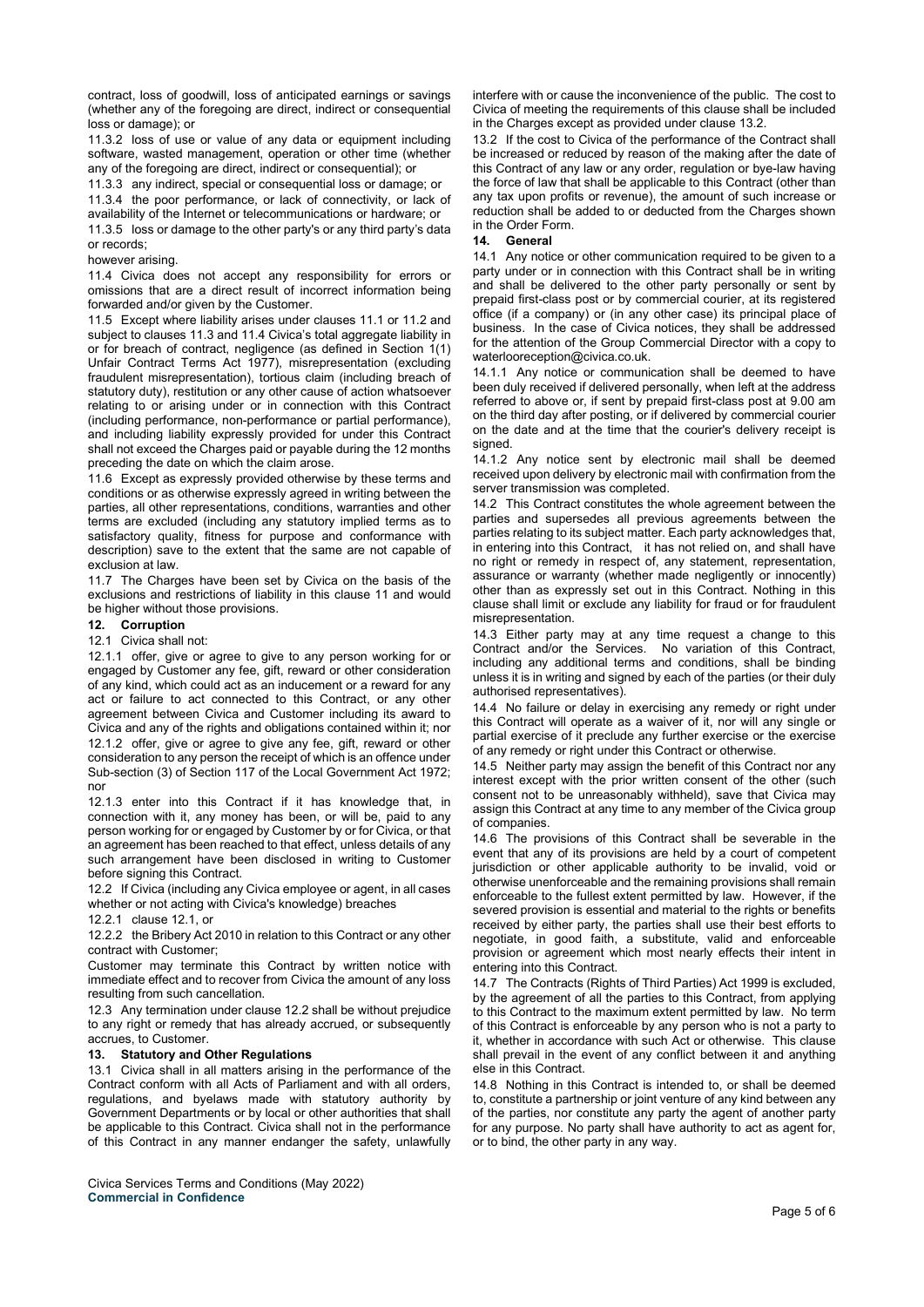contract, loss of goodwill, loss of anticipated earnings or savings (whether any of the foregoing are direct, indirect or consequential loss or damage); or

11.3.2 loss of use or value of any data or equipment including software, wasted management, operation or other time (whether any of the foregoing are direct, indirect or consequential); or

11.3.3 any indirect, special or consequential loss or damage; or

11.3.4 the poor performance, or lack of connectivity, or lack of availability of the Internet or telecommunications or hardware; or

11.3.5 loss or damage to the other party's or any third party's data or records;

however arising.

11.4 Civica does not accept any responsibility for errors or omissions that are a direct result of incorrect information being forwarded and/or given by the Customer.

11.5 Except where liability arises under clauses 11.1 or 11.2 and subject to clauses 11.3 and 11.4 Civica's total aggregate liability in or for breach of contract, negligence (as defined in Section 1(1) Unfair Contract Terms Act 1977), misrepresentation (excluding fraudulent misrepresentation), tortious claim (including breach of statutory duty), restitution or any other cause of action whatsoever relating to or arising under or in connection with this Contract (including performance, non-performance or partial performance), and including liability expressly provided for under this Contract shall not exceed the Charges paid or payable during the 12 months preceding the date on which the claim arose.

11.6 Except as expressly provided otherwise by these terms and conditions or as otherwise expressly agreed in writing between the parties, all other representations, conditions, warranties and other terms are excluded (including any statutory implied terms as to satisfactory quality, fitness for purpose and conformance with description) save to the extent that the same are not capable of exclusion at law.

11.7 The Charges have been set by Civica on the basis of the exclusions and restrictions of liability in this clause 11 and would be higher without those provisions.

**12. Corruption**

12.1 Civica shall not:

12.1.1 offer, give or agree to give to any person working for or engaged by Customer any fee, gift, reward or other consideration of any kind, which could act as an inducement or a reward for any act or failure to act connected to this Contract, or any other agreement between Civica and Customer including its award to Civica and any of the rights and obligations contained within it; nor

12.1.2 offer, give or agree to give any fee, gift, reward or other consideration to any person the receipt of which is an offence under Sub-section (3) of Section 117 of the Local Government Act 1972; nor

12.1.3 enter into this Contract if it has knowledge that, in connection with it, any money has been, or will be, paid to any person working for or engaged by Customer by or for Civica, or that an agreement has been reached to that effect, unless details of any such arrangement have been disclosed in writing to Customer before signing this Contract.

12.2 If Civica (including any Civica employee or agent, in all cases whether or not acting with Civica's knowledge) breaches

12.2.1 clause 12.1, or

12.2.2 the Bribery Act 2010 in relation to this Contract or any other contract with Customer;

Customer may terminate this Contract by written notice with immediate effect and to recover from Civica the amount of any loss resulting from such cancellation.

12.3 Any termination under clause 12.2 shall be without prejudice to any right or remedy that has already accrued, or subsequently accrues, to Customer.

**13. Statutory and Other Regulations**

13.1 Civica shall in all matters arising in the performance of the Contract conform with all Acts of Parliament and with all orders, regulations, and byelaws made with statutory authority by Government Departments or by local or other authorities that shall be applicable to this Contract. Civica shall not in the performance of this Contract in any manner endanger the safety, unlawfully interfere with or cause the inconvenience of the public. The cost to Civica of meeting the requirements of this clause shall be included in the Charges except as provided under clause 13.2.

13.2 If the cost to Civica of the performance of the Contract shall be increased or reduced by reason of the making after the date of this Contract of any law or any order, regulation or bye-law having the force of law that shall be applicable to this Contract (other than any tax upon profits or revenue), the amount of such increase or reduction shall be added to or deducted from the Charges shown in the Order Form.

**14. General**

14.1 Any notice or other communication required to be given to a party under or in connection with this Contract shall be in writing and shall be delivered to the other party personally or sent by prepaid first-class post or by commercial courier, at its registered office (if a company) or (in any other case) its principal place of business. In the case of Civica notices, they shall be addressed for the attention of the Group Commercial Director with a copy to waterlooreception@civica.co.uk.

14.1.1 Any notice or communication shall be deemed to have been duly received if delivered personally, when left at the address referred to above or, if sent by prepaid first-class post at 9.00 am on the third day after posting, or if delivered by commercial courier on the date and at the time that the courier's delivery receipt is signed.

14.1.2 Any notice sent by electronic mail shall be deemed received upon delivery by electronic mail with confirmation from the server transmission was completed.

14.2 This Contract constitutes the whole agreement between the parties and supersedes all previous agreements between the parties relating to its subject matter. Each party acknowledges that, in entering into this Contract, it has not relied on, and shall have no right or remedy in respect of, any statement, representation, assurance or warranty (whether made negligently or innocently) other than as expressly set out in this Contract. Nothing in this clause shall limit or exclude any liability for fraud or for fraudulent misrepresentation.

14.3 Either party may at any time request a change to this Contract and/or the Services. No variation of this Contract, including any additional terms and conditions, shall be binding unless it is in writing and signed by each of the parties (or their duly authorised representatives).

14.4 No failure or delay in exercising any remedy or right under this Contract will operate as a waiver of it, nor will any single or partial exercise of it preclude any further exercise or the exercise of any remedy or right under this Contract or otherwise.

14.5 Neither party may assign the benefit of this Contract nor any interest except with the prior written consent of the other (such consent not to be unreasonably withheld), save that Civica may assign this Contract at any time to any member of the Civica group of companies.

14.6 The provisions of this Contract shall be severable in the event that any of its provisions are held by a court of competent jurisdiction or other applicable authority to be invalid, void or otherwise unenforceable and the remaining provisions shall remain enforceable to the fullest extent permitted by law. However, if the severed provision is essential and material to the rights or benefits received by either party, the parties shall use their best efforts to negotiate, in good faith, a substitute, valid and enforceable provision or agreement which most nearly effects their intent in entering into this Contract.

14.7 The Contracts (Rights of Third Parties) Act 1999 is excluded, by the agreement of all the parties to this Contract, from applying to this Contract to the maximum extent permitted by law. No term of this Contract is enforceable by any person who is not a party to it, whether in accordance with such Act or otherwise. This clause shall prevail in the event of any conflict between it and anything else in this Contract.

14.8 Nothing in this Contract is intended to, or shall be deemed to, constitute a partnership or joint venture of any kind between any of the parties, nor constitute any party the agent of another party for any purpose. No party shall have authority to act as agent for, or to bind, the other party in any way.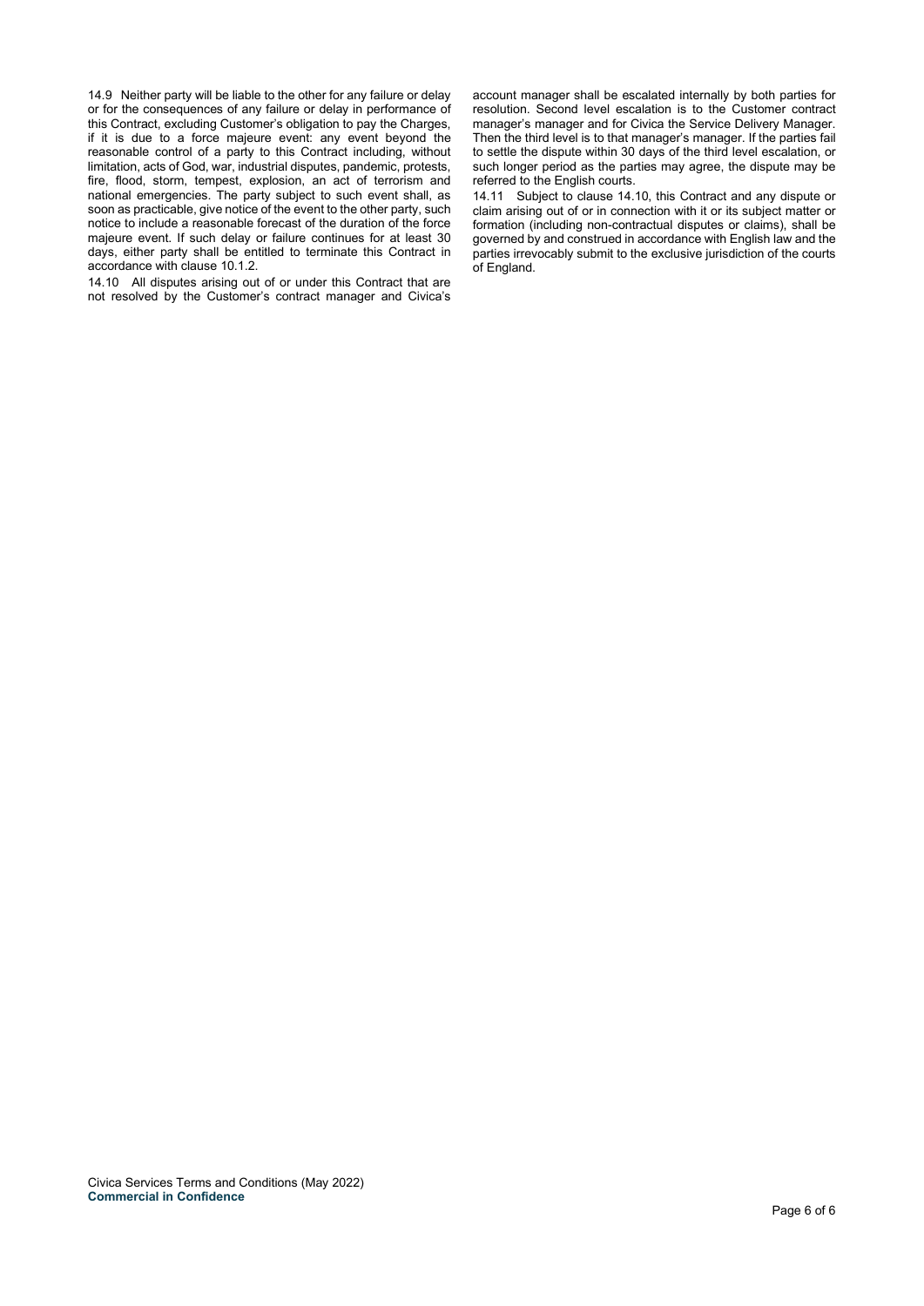14.9 Neither party will be liable to the other for any failure or delay or for the consequences of any failure or delay in performance of this Contract, excluding Customer's obligation to pay the Charges, if it is due to a force majeure event: any event beyond the reasonable control of a party to this Contract including, without limitation, acts of God, war, industrial disputes, pandemic, protests, fire, flood, storm, tempest, explosion, an act of terrorism and national emergencies. The party subject to such event shall, as soon as practicable, give notice of the event to the other party, such notice to include a reasonable forecast of the duration of the force majeure event. If such delay or failure continues for at least 30 days, either party shall be entitled to terminate this Contract in accordance with clause 10.1.2.

14.10 All disputes arising out of or under this Contract that are not resolved by the Customer's contract manager and Civica's account manager shall be escalated internally by both parties for resolution. Second level escalation is to the Customer contract manager's manager and for Civica the Service Delivery Manager. Then the third level is to that manager's manager. If the parties fail to settle the dispute within 30 days of the third level escalation, or such longer period as the parties may agree, the dispute may be referred to the English courts.

14.11 Subject to clause 14.10, this Contract and any dispute or claim arising out of or in connection with it or its subject matter or formation (including non-contractual disputes or claims), shall be governed by and construed in accordance with English law and the parties irrevocably submit to the exclusive jurisdiction of the courts of England.